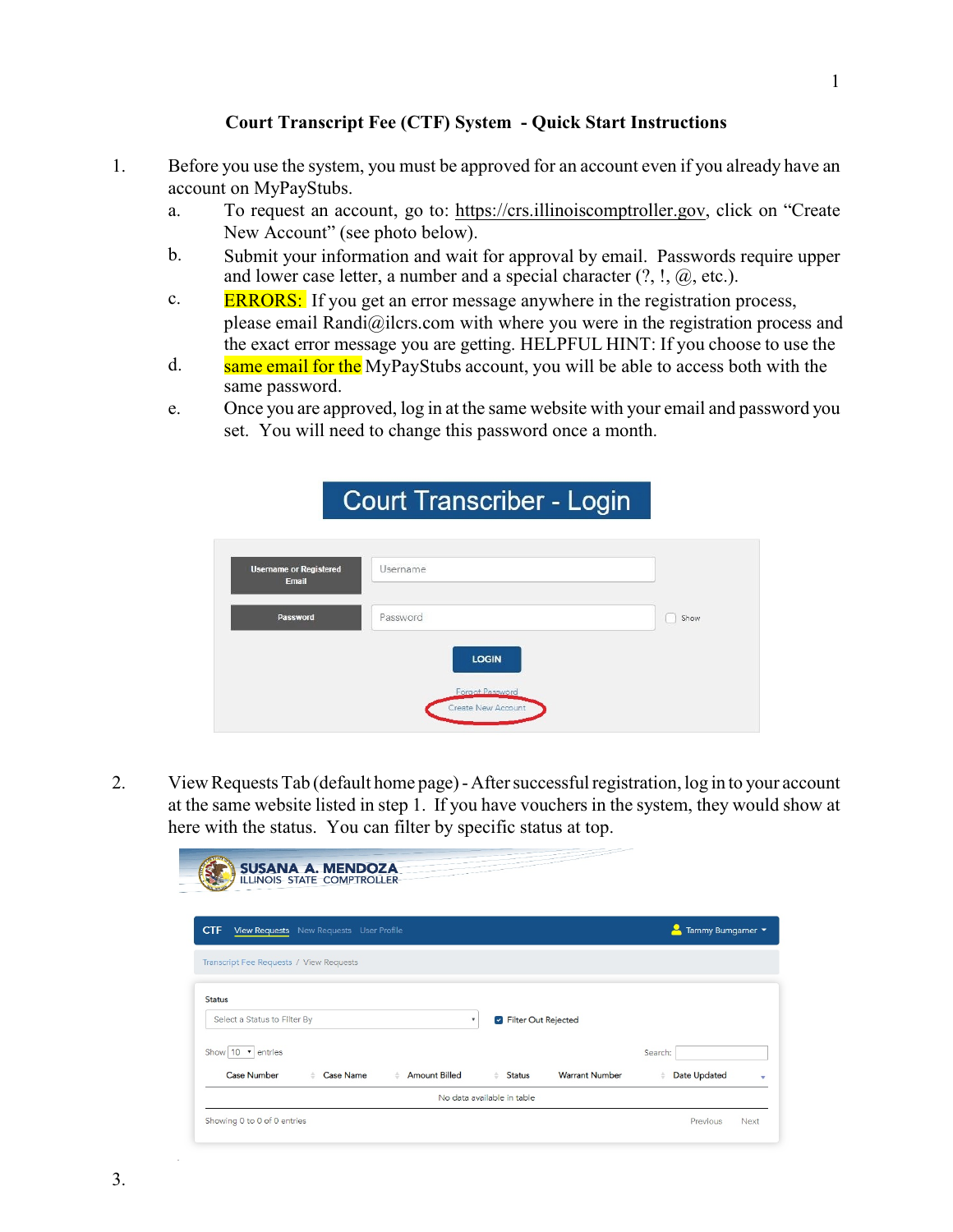# Court Transcript Fee (CTF) System - Quick Start Instructions

1. Before you use the system, you must be approved for an account even if you already have an account on MyPayStubs.
   a. To request an account, go to: https://crs.illinoiscomptroller.gov, click on "Create New Account" (see photo below).
   b. Submit your information and wait for approval by email. Passwords require upper and lower case letter, a number and a special character (?, !, @, etc.).
   c. ERRORS: If you get an error message anywhere in the registration process, please email Randi@ilcrs.com with where you were in the registration process and the exact error message you are getting. HELPFUL HINT: If you choose to use the
   d. same email for the MyPayStubs account, you will be able to access both with the same password.
   e. Once you are approved, log in at the same website with your email and password you set. You will need to change this password once a month.

Court Transcriber - Login

Username or Registered Email

Username

Password

Password

Show

LOGIN

Forgot Password

Create New Account

2. View Requests Tab (default home page) - After successful registration, log in to your account at the same website listed in step 1. If you have vouchers in the system, they would show at here with the status. You can filter by specific status at top.

SUSANA A. MENDOZA
ILLINOIS STATE COMPTROLLER

CTF View Requests New Requests User Profile Tammy Bumgarner

Transcript Fee Requests / View Requests

Status

Select a Status to Filter By

Filter Out Rejected

Show 10 entries

Search:

| Case Number | Case Name | Amount Billed | Status | Warrant Number | Date Updated |
|---|---|---|---|---|---|
| No data available in table | | | | | |

Showing 0 to 0 of 0 entries

Previous Next

3.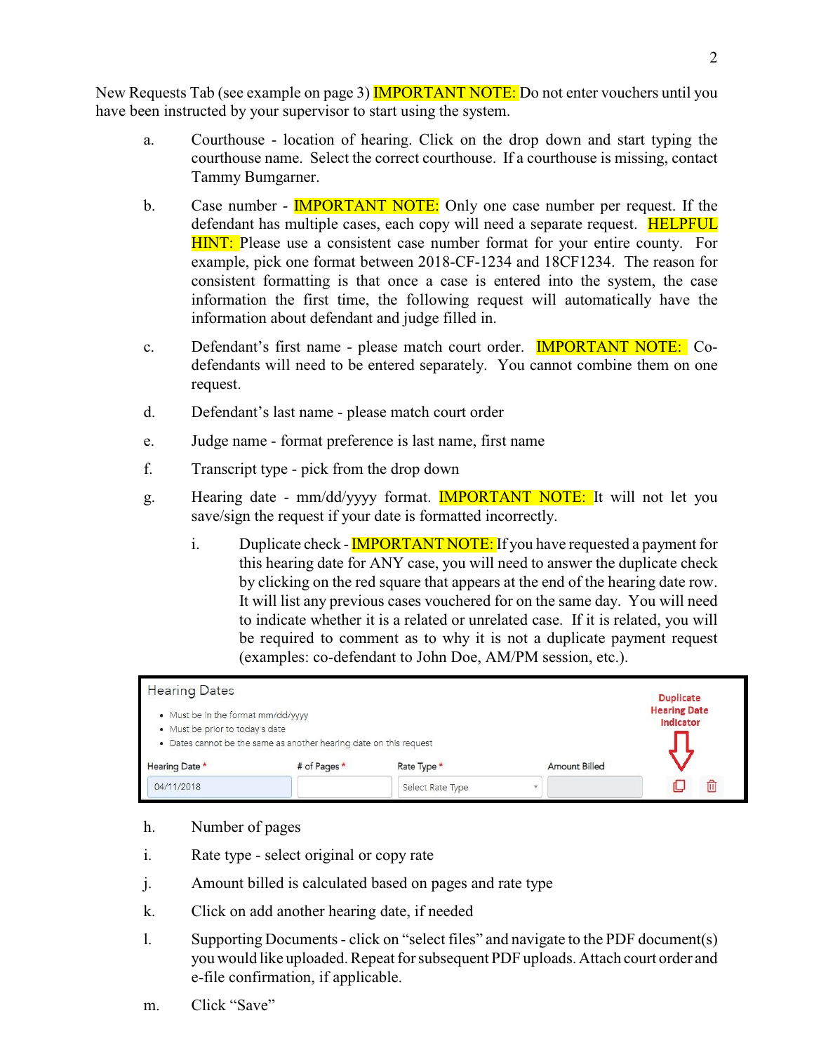New Requests Tab (see example on page 3) IMPORTANT NOTE: Do not enter vouchers until you have been instructed by your supervisor to start using the system.

a. Courthouse - location of hearing. Click on the drop down and start typing the courthouse name. Select the correct courthouse. If a courthouse is missing, contact Tammy Bumgarner.

b. Case number - IMPORTANT NOTE: Only one case number per request. If the defendant has multiple cases, each copy will need a separate request. HELPFUL HINT: Please use a consistent case number format for your entire county. For example, pick one format between 2018-CF-1234 and 18CF1234. The reason for consistent formatting is that once a case is entered into the system, the case information the first time, the following request will automatically have the information about defendant and judge filled in.

c. Defendant's first name - please match court order. IMPORTANT NOTE: Co-defendants will need to be entered separately. You cannot combine them on one request.

d. Defendant's last name - please match court order

e. Judge name - format preference is last name, first name

f. Transcript type - pick from the drop down

g. Hearing date - mm/dd/yyyy format. IMPORTANT NOTE: It will not let you save/sign the request if your date is formatted incorrectly.

   i. Duplicate check - IMPORTANT NOTE: If you have requested a payment for this hearing date for ANY case, you will need to answer the duplicate check by clicking on the red square that appears at the end of the hearing date row. It will list any previous cases vouchered for on the same day. You will need to indicate whether it is a related or unrelated case. If it is related, you will be required to comment as to why it is not a duplicate payment request (examples: co-defendant to John Doe, AM/PM session, etc.).

Hearing Dates

- Must be in the format mm/dd/yyyy
- Must be prior to today's date
- Dates cannot be the same as another hearing date on this request

Duplicate Hearing Date Indicator

| Hearing Date * | # of Pages * | Rate Type * | Amount Billed |
|---|---|---|---|
| 04/11/2018 | | Select Rate Type | |

h. Number of pages

i. Rate type - select original or copy rate

j. Amount billed is calculated based on pages and rate type

k. Click on add another hearing date, if needed

l. Supporting Documents - click on "select files" and navigate to the PDF document(s) you would like uploaded. Repeat for subsequent PDF uploads. Attach court order and e-file confirmation, if applicable.

m. Click "Save"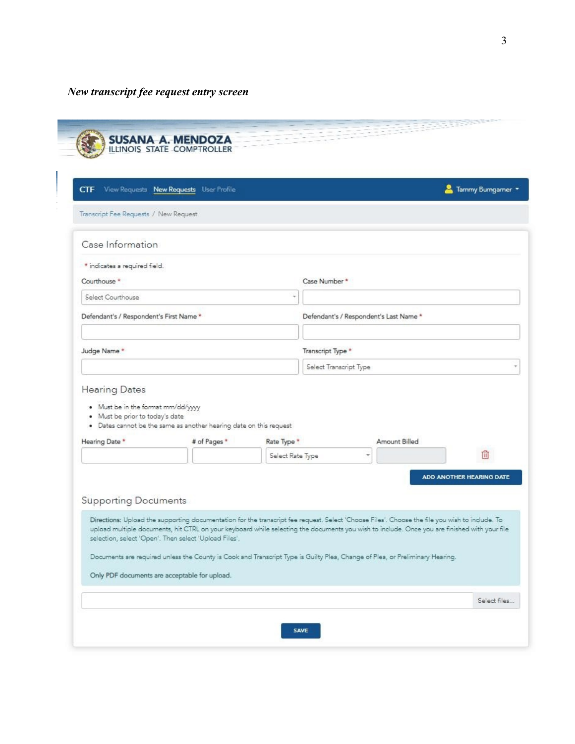*New transcript fee request entry screen*

SUSANA A. MENDOZA
ILLINOIS STATE COMPTROLLER

CTF View Requests New Requests User Profile Tammy Bumgarner

Transcript Fee Requests / New Request

Case Information

* indicates a required field.

Courthouse *
Select Courthouse

Case Number *

Defendant's / Respondent's First Name *

Defendant's / Respondent's Last Name *

Judge Name *

Transcript Type *
Select Transcript Type

Hearing Dates

- Must be in the format mm/dd/yyyy
- Must be prior to today's date
- Dates cannot be the same as another hearing date on this request

Hearing Date * | # of Pages * | Rate Type * | Amount Billed

Select Rate Type

ADD ANOTHER HEARING DATE

Supporting Documents

Directions: Upload the supporting documentation for the transcript fee request. Select 'Choose Files'. Choose the file you wish to include. To upload multiple documents, hit CTRL on your keyboard while selecting the documents you wish to include. Once you are finished with your file selection, select 'Open'. Then select 'Upload Files'.

Documents are required unless the County is Cook and Transcript Type is Guilty Plea, Change of Plea, or Preliminary Hearing.

Only PDF documents are acceptable for upload.

Select files...

SAVE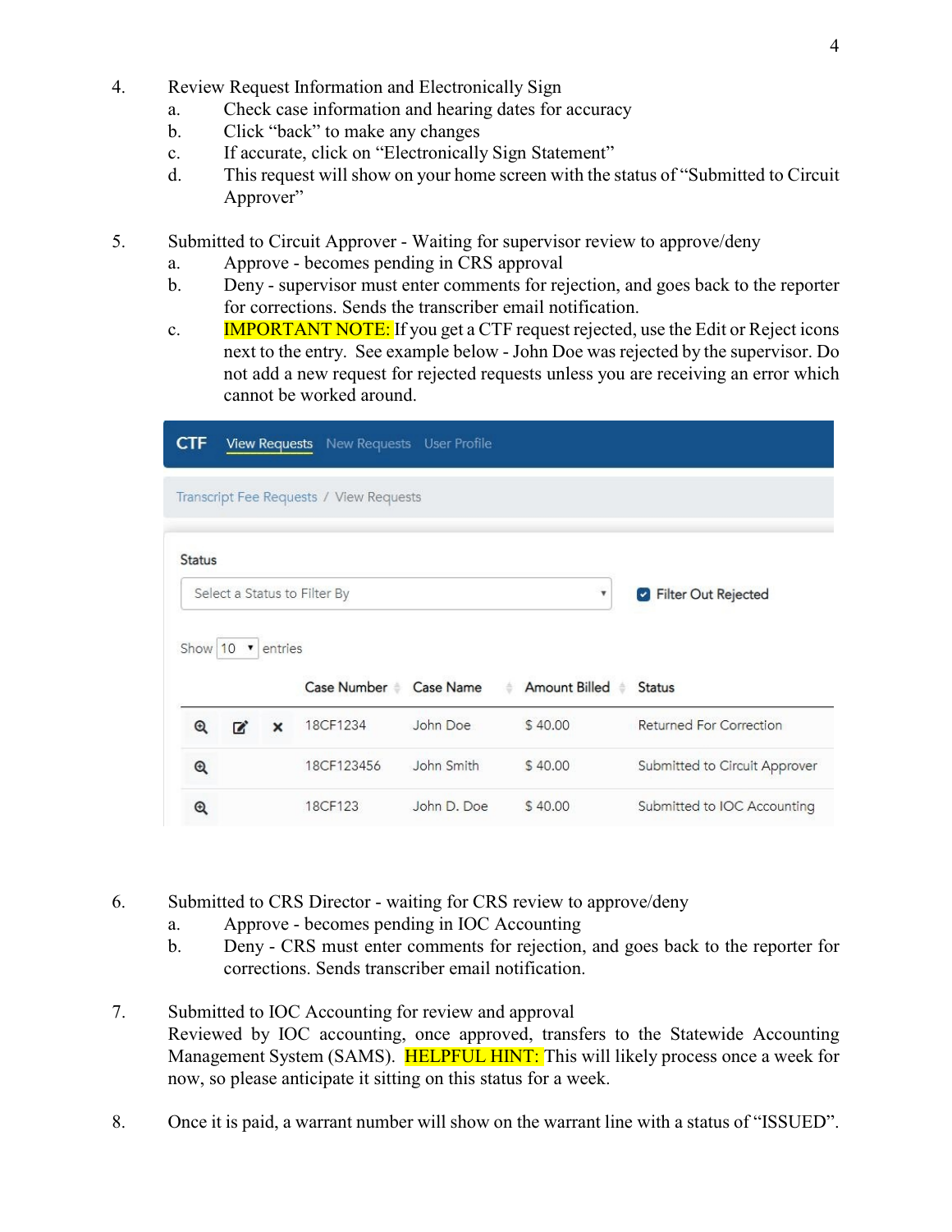4. Review Request Information and Electronically Sign
   a. Check case information and hearing dates for accuracy
   b. Click "back" to make any changes
   c. If accurate, click on "Electronically Sign Statement"
   d. This request will show on your home screen with the status of "Submitted to Circuit Approver"

5. Submitted to Circuit Approver - Waiting for supervisor review to approve/deny
   a. Approve - becomes pending in CRS approval
   b. Deny - supervisor must enter comments for rejection, and goes back to the reporter for corrections. Sends the transcriber email notification.
   c. IMPORTANT NOTE: If you get a CTF request rejected, use the Edit or Reject icons next to the entry. See example below - John Doe was rejected by the supervisor. Do not add a new request for rejected requests unless you are receiving an error which cannot be worked around.

CTF View Requests New Requests User Profile

Transcript Fee Requests / View Requests

Status

Select a Status to Filter By ▾ ☑ Filter Out Rejected

Show 10 ▾ entries

| | | | Case Number | Case Name | Amount Billed | Status |
|---|---|---|---|---|---|---|
| 🔍 | ✎ | × | 18CF1234 | John Doe | $ 40.00 | Returned For Correction |
| 🔍 | | | 18CF123456 | John Smith | $ 40.00 | Submitted to Circuit Approver |
| 🔍 | | | 18CF123 | John D. Doe | $ 40.00 | Submitted to IOC Accounting |

6. Submitted to CRS Director - waiting for CRS review to approve/deny
   a. Approve - becomes pending in IOC Accounting
   b. Deny - CRS must enter comments for rejection, and goes back to the reporter for corrections. Sends transcriber email notification.

7. Submitted to IOC Accounting for review and approval
   Reviewed by IOC accounting, once approved, transfers to the Statewide Accounting Management System (SAMS). HELPFUL HINT: This will likely process once a week for now, so please anticipate it sitting on this status for a week.

8. Once it is paid, a warrant number will show on the warrant line with a status of "ISSUED".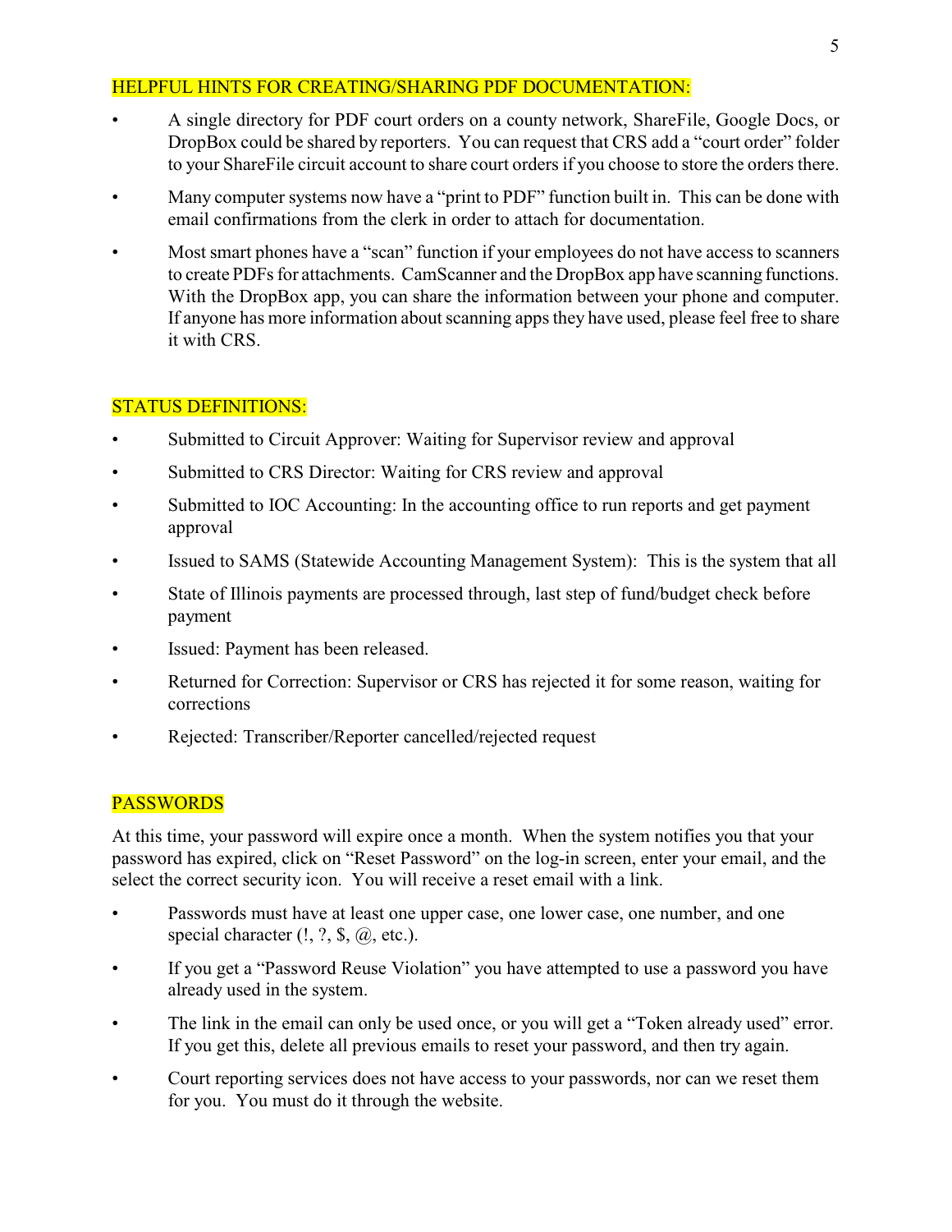## HELPFUL HINTS FOR CREATING/SHARING PDF DOCUMENTATION:

- A single directory for PDF court orders on a county network, ShareFile, Google Docs, or DropBox could be shared by reporters. You can request that CRS add a "court order" folder to your ShareFile circuit account to share court orders if you choose to store the orders there.
- Many computer systems now have a "print to PDF" function built in. This can be done with email confirmations from the clerk in order to attach for documentation.
- Most smart phones have a "scan" function if your employees do not have access to scanners to create PDFs for attachments. CamScanner and the DropBox app have scanning functions. With the DropBox app, you can share the information between your phone and computer. If anyone has more information about scanning apps they have used, please feel free to share it with CRS.

## STATUS DEFINITIONS:

- Submitted to Circuit Approver: Waiting for Supervisor review and approval
- Submitted to CRS Director: Waiting for CRS review and approval
- Submitted to IOC Accounting: In the accounting office to run reports and get payment approval
- Issued to SAMS (Statewide Accounting Management System): This is the system that all
- State of Illinois payments are processed through, last step of fund/budget check before payment
- Issued: Payment has been released.
- Returned for Correction: Supervisor or CRS has rejected it for some reason, waiting for corrections
- Rejected: Transcriber/Reporter cancelled/rejected request

## PASSWORDS

At this time, your password will expire once a month. When the system notifies you that your password has expired, click on "Reset Password" on the log-in screen, enter your email, and the select the correct security icon. You will receive a reset email with a link.

- Passwords must have at least one upper case, one lower case, one number, and one special character (!, ?, $, @, etc.).
- If you get a "Password Reuse Violation" you have attempted to use a password you have already used in the system.
- The link in the email can only be used once, or you will get a "Token already used" error. If you get this, delete all previous emails to reset your password, and then try again.
- Court reporting services does not have access to your passwords, nor can we reset them for you. You must do it through the website.